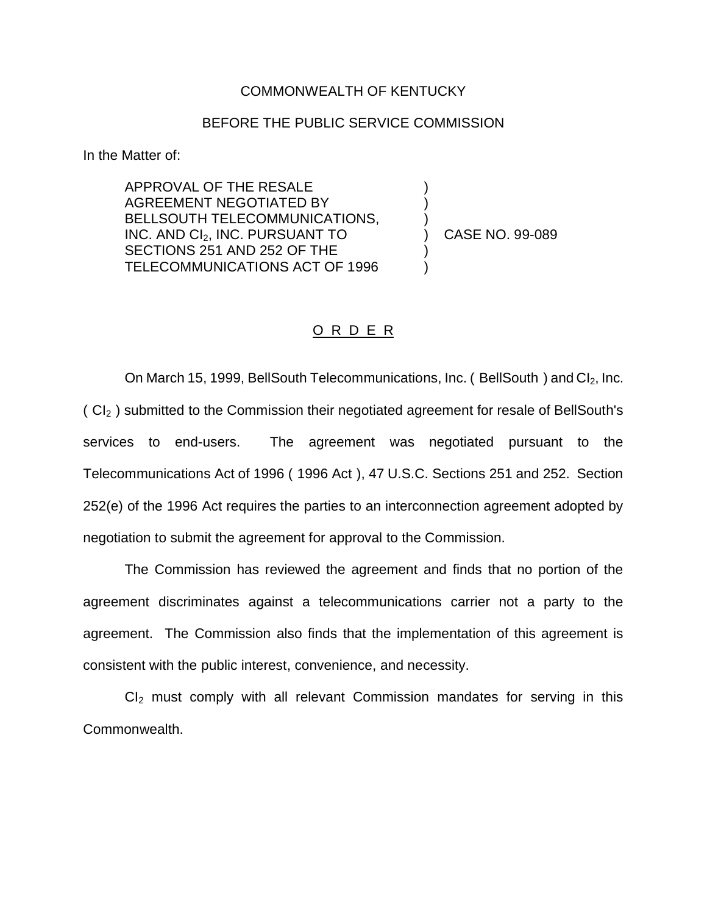COMMONWEALTH OF KENTUCKY

BEFORE THE PUBLIC SERVICE COMMISSION

In the Matter of:

| | | |
|---|---|---|
| APPROVAL OF THE RESALE AGREEMENT NEGOTIATED BY BELLSOUTH TELECOMMUNICATIONS, INC. AND $CI_2$, INC. PURSUANT TO SECTIONS 251 AND 252 OF THE TELECOMMUNICATIONS ACT OF 1996 | ) | CASE NO. 99-089 |

## O R D E R

On March 15, 1999, BellSouth Telecommunications, Inc. ( BellSouth ) and $CI_2$, Inc. ( $CI_2$ ) submitted to the Commission their negotiated agreement for resale of BellSouth's services to end-users. The agreement was negotiated pursuant to the Telecommunications Act of 1996 ( 1996 Act ), 47 U.S.C. Sections 251 and 252. Section 252(e) of the 1996 Act requires the parties to an interconnection agreement adopted by negotiation to submit the agreement for approval to the Commission.

The Commission has reviewed the agreement and finds that no portion of the agreement discriminates against a telecommunications carrier not a party to the agreement. The Commission also finds that the implementation of this agreement is consistent with the public interest, convenience, and necessity.

$CI_2$ must comply with all relevant Commission mandates for serving in this Commonwealth.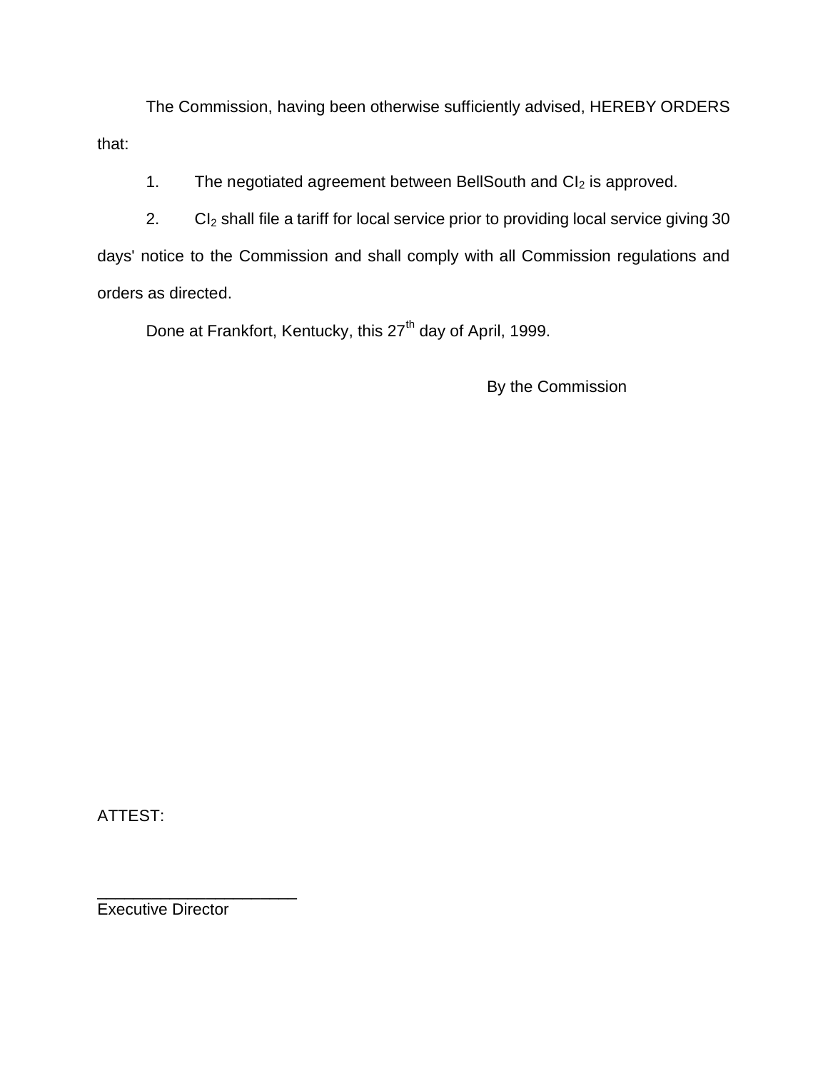The Commission, having been otherwise sufficiently advised, HEREBY ORDERS that:

1. The negotiated agreement between BellSouth and $CI_2$ is approved.

2. $CI_2$ shall file a tariff for local service prior to providing local service giving 30 days' notice to the Commission and shall comply with all Commission regulations and orders as directed.

Done at Frankfort, Kentucky, this 27th day of April, 1999.

By the Commission

ATTEST:

______________________
Executive Director